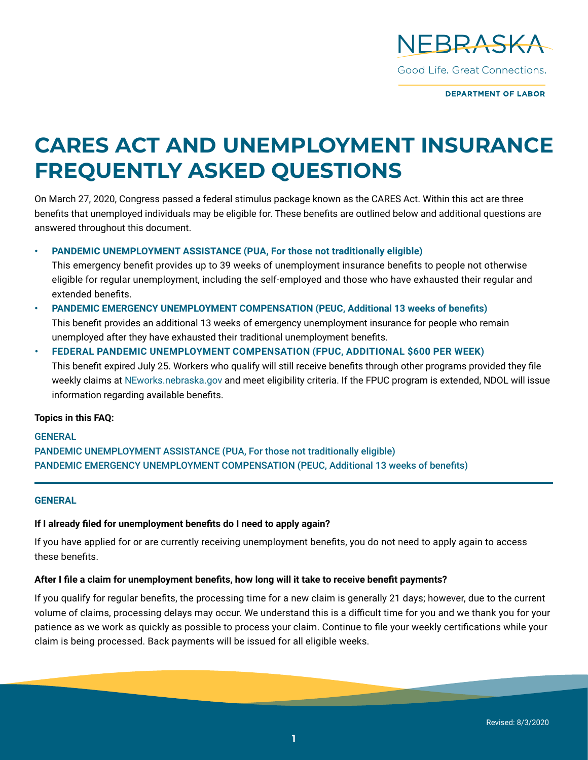# CARES ACT AND UNEMPLOYMENT INSURANCE FREQUENTLY ASKED QUESTIONS

On March 27, 2020, Congress passed a federal stimulus package known as the CARES Act. Within this act are three benefits that unemployed individuals may be eligible for. These benefits are outlined below and additional questions are answered throughout this document.

- **PANDEMIC UNEMPLOYMENT ASSISTANCE (PUA, For those not traditionally eligible)**
  This emergency benefit provides up to 39 weeks of unemployment insurance benefits to people not otherwise eligible for regular unemployment, including the self-employed and those who have exhausted their regular and extended benefits.
- **PANDEMIC EMERGENCY UNEMPLOYMENT COMPENSATION (PEUC, Additional 13 weeks of benefits)**
  This benefit provides an additional 13 weeks of emergency unemployment insurance for people who remain unemployed after they have exhausted their traditional unemployment benefits.
- **FEDERAL PANDEMIC UNEMPLOYMENT COMPENSATION (FPUC, ADDITIONAL $600 PER WEEK)**
  This benefit expired July 25. Workers who qualify will still receive benefits through other programs provided they file weekly claims at NEworks.nebraska.gov and meet eligibility criteria. If the FPUC program is extended, NDOL will issue information regarding available benefits.

**Topics in this FAQ:**

GENERAL
PANDEMIC UNEMPLOYMENT ASSISTANCE (PUA, For those not traditionally eligible)
PANDEMIC EMERGENCY UNEMPLOYMENT COMPENSATION (PEUC, Additional 13 weeks of benefits)

## GENERAL

**If I already filed for unemployment benefits do I need to apply again?**

If you have applied for or are currently receiving unemployment benefits, you do not need to apply again to access these benefits.

**After I file a claim for unemployment benefits, how long will it take to receive benefit payments?**

If you qualify for regular benefits, the processing time for a new claim is generally 21 days; however, due to the current volume of claims, processing delays may occur. We understand this is a difficult time for you and we thank you for your patience as we work as quickly as possible to process your claim. Continue to file your weekly certifications while your claim is being processed. Back payments will be issued for all eligible weeks.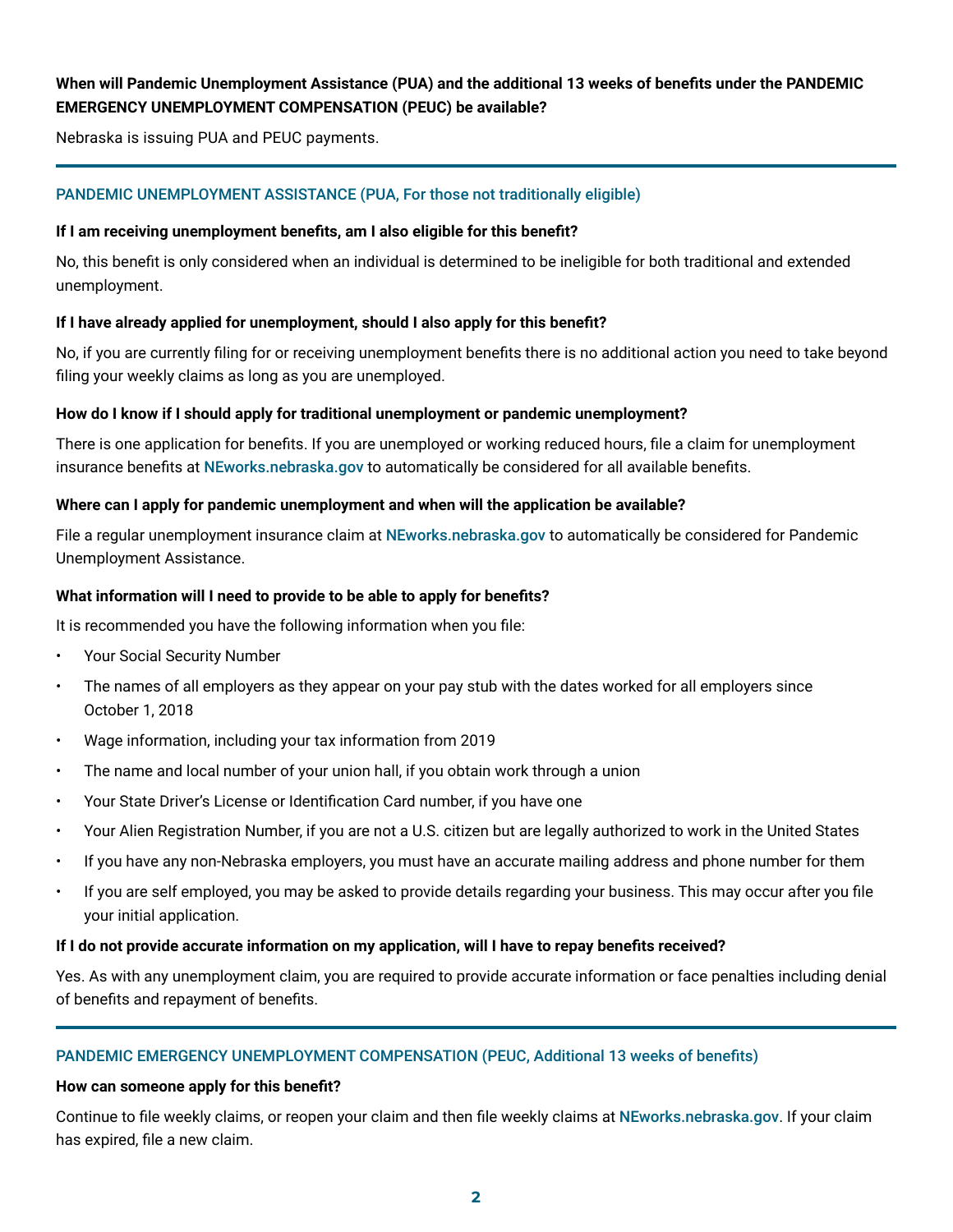**When will Pandemic Unemployment Assistance (PUA) and the additional 13 weeks of benefits under the PANDEMIC EMERGENCY UNEMPLOYMENT COMPENSATION (PEUC) be available?**

Nebraska is issuing PUA and PEUC payments.

---

## PANDEMIC UNEMPLOYMENT ASSISTANCE (PUA, For those not traditionally eligible)

**If I am receiving unemployment benefits, am I also eligible for this benefit?**

No, this benefit is only considered when an individual is determined to be ineligible for both traditional and extended unemployment.

**If I have already applied for unemployment, should I also apply for this benefit?**

No, if you are currently filing for or receiving unemployment benefits there is no additional action you need to take beyond filing your weekly claims as long as you are unemployed.

**How do I know if I should apply for traditional unemployment or pandemic unemployment?**

There is one application for benefits. If you are unemployed or working reduced hours, file a claim for unemployment insurance benefits at NEworks.nebraska.gov to automatically be considered for all available benefits.

**Where can I apply for pandemic unemployment and when will the application be available?**

File a regular unemployment insurance claim at NEworks.nebraska.gov to automatically be considered for Pandemic Unemployment Assistance.

**What information will I need to provide to be able to apply for benefits?**

It is recommended you have the following information when you file:

- Your Social Security Number
- The names of all employers as they appear on your pay stub with the dates worked for all employers since October 1, 2018
- Wage information, including your tax information from 2019
- The name and local number of your union hall, if you obtain work through a union
- Your State Driver's License or Identification Card number, if you have one
- Your Alien Registration Number, if you are not a U.S. citizen but are legally authorized to work in the United States
- If you have any non-Nebraska employers, you must have an accurate mailing address and phone number for them
- If you are self employed, you may be asked to provide details regarding your business. This may occur after you file your initial application.

**If I do not provide accurate information on my application, will I have to repay benefits received?**

Yes. As with any unemployment claim, you are required to provide accurate information or face penalties including denial of benefits and repayment of benefits.

---

## PANDEMIC EMERGENCY UNEMPLOYMENT COMPENSATION (PEUC, Additional 13 weeks of benefits)

**How can someone apply for this benefit?**

Continue to file weekly claims, or reopen your claim and then file weekly claims at NEworks.nebraska.gov. If your claim has expired, file a new claim.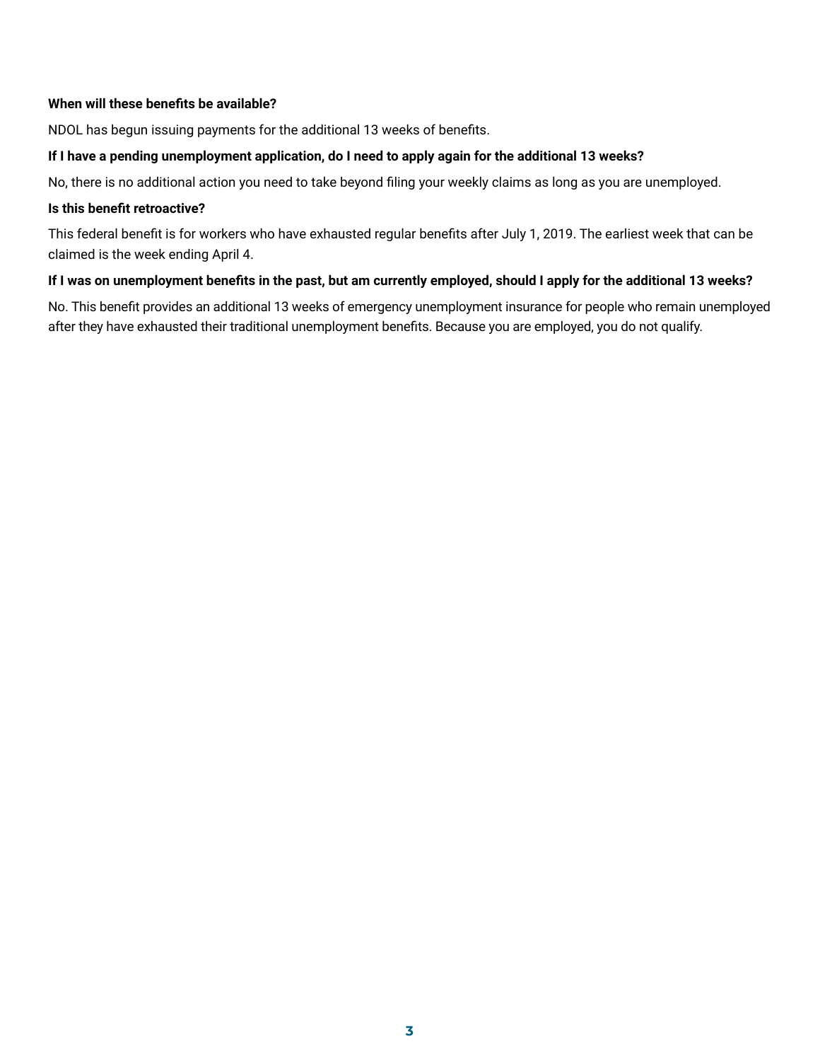**When will these benefits be available?**

NDOL has begun issuing payments for the additional 13 weeks of benefits.

**If I have a pending unemployment application, do I need to apply again for the additional 13 weeks?**

No, there is no additional action you need to take beyond filing your weekly claims as long as you are unemployed.

**Is this benefit retroactive?**

This federal benefit is for workers who have exhausted regular benefits after July 1, 2019. The earliest week that can be claimed is the week ending April 4.

**If I was on unemployment benefits in the past, but am currently employed, should I apply for the additional 13 weeks?**

No. This benefit provides an additional 13 weeks of emergency unemployment insurance for people who remain unemployed after they have exhausted their traditional unemployment benefits. Because you are employed, you do not qualify.